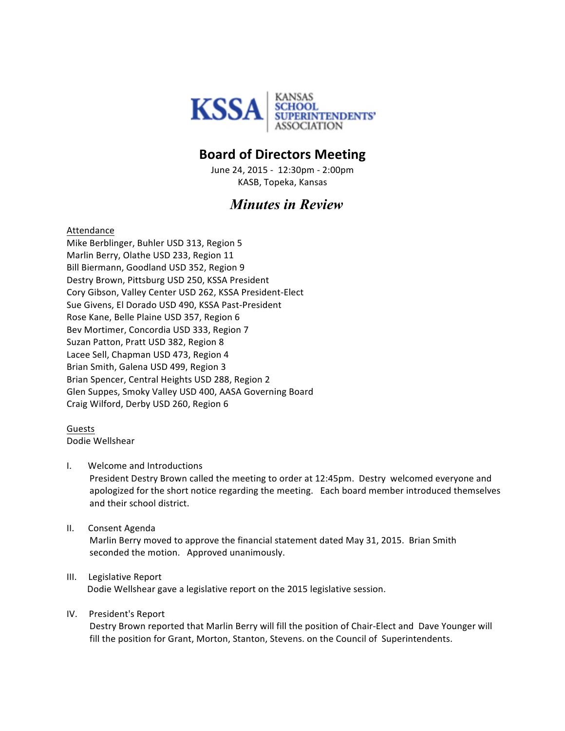KSSA | KANSAS SCHOOL SUPERINTENDENTS' ASSOCIATION

# Board of Directors Meeting

June 24, 2015 - 12:30pm - 2:00pm
KASB, Topeka, Kansas

## *Minutes in Review*

Attendance
Mike Berblinger, Buhler USD 313, Region 5
Marlin Berry, Olathe USD 233, Region 11
Bill Biermann, Goodland USD 352, Region 9
Destry Brown, Pittsburg USD 250, KSSA President
Cory Gibson, Valley Center USD 262, KSSA President-Elect
Sue Givens, El Dorado USD 490, KSSA Past-President
Rose Kane, Belle Plaine USD 357, Region 6
Bev Mortimer, Concordia USD 333, Region 7
Suzan Patton, Pratt USD 382, Region 8
Lacee Sell, Chapman USD 473, Region 4
Brian Smith, Galena USD 499, Region 3
Brian Spencer, Central Heights USD 288, Region 2
Glen Suppes, Smoky Valley USD 400, AASA Governing Board
Craig Wilford, Derby USD 260, Region 6

Guests
Dodie Wellshear

I. Welcome and Introductions
President Destry Brown called the meeting to order at 12:45pm. Destry welcomed everyone and apologized for the short notice regarding the meeting. Each board member introduced themselves and their school district.

II. Consent Agenda
Marlin Berry moved to approve the financial statement dated May 31, 2015. Brian Smith seconded the motion. Approved unanimously.

III. Legislative Report
Dodie Wellshear gave a legislative report on the 2015 legislative session.

IV. President's Report
Destry Brown reported that Marlin Berry will fill the position of Chair-Elect and Dave Younger will fill the position for Grant, Morton, Stanton, Stevens. on the Council of Superintendents.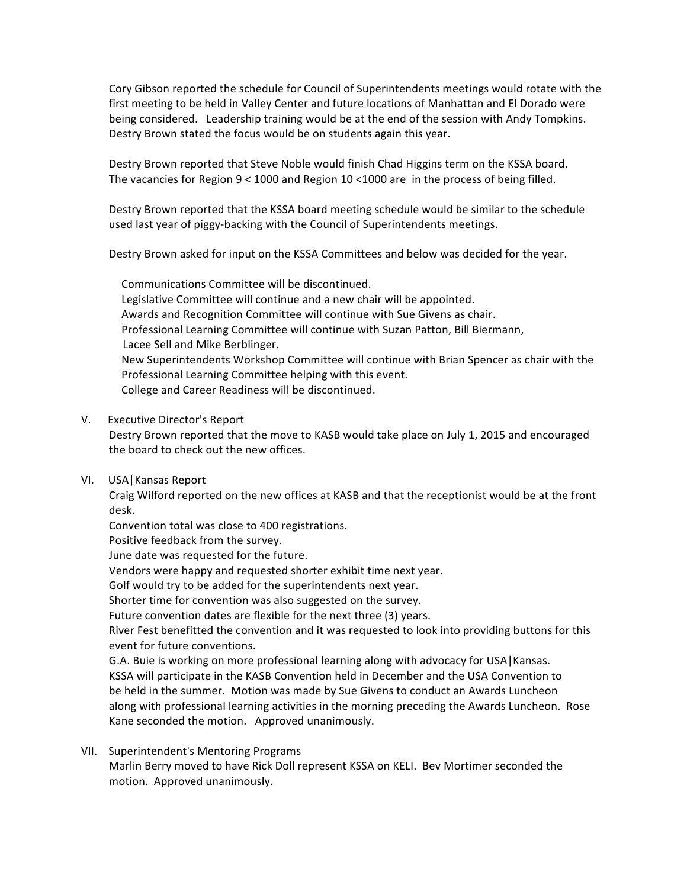Cory Gibson reported the schedule for Council of Superintendents meetings would rotate with the first meeting to be held in Valley Center and future locations of Manhattan and El Dorado were being considered. Leadership training would be at the end of the session with Andy Tompkins. Destry Brown stated the focus would be on students again this year.

Destry Brown reported that Steve Noble would finish Chad Higgins term on the KSSA board. The vacancies for Region 9 < 1000 and Region 10 <1000 are in the process of being filled.

Destry Brown reported that the KSSA board meeting schedule would be similar to the schedule used last year of piggy-backing with the Council of Superintendents meetings.

Destry Brown asked for input on the KSSA Committees and below was decided for the year.

Communications Committee will be discontinued.
Legislative Committee will continue and a new chair will be appointed.
Awards and Recognition Committee will continue with Sue Givens as chair.
Professional Learning Committee will continue with Suzan Patton, Bill Biermann, Lacee Sell and Mike Berblinger.
New Superintendents Workshop Committee will continue with Brian Spencer as chair with the Professional Learning Committee helping with this event.
College and Career Readiness will be discontinued.

V. Executive Director's Report

Destry Brown reported that the move to KASB would take place on July 1, 2015 and encouraged the board to check out the new offices.

VI. USA|Kansas Report

Craig Wilford reported on the new offices at KASB and that the receptionist would be at the front desk.
Convention total was close to 400 registrations.
Positive feedback from the survey.
June date was requested for the future.
Vendors were happy and requested shorter exhibit time next year.
Golf would try to be added for the superintendents next year.
Shorter time for convention was also suggested on the survey.
Future convention dates are flexible for the next three (3) years.
River Fest benefitted the convention and it was requested to look into providing buttons for this event for future conventions.
G.A. Buie is working on more professional learning along with advocacy for USA|Kansas.
KSSA will participate in the KASB Convention held in December and the USA Convention to be held in the summer. Motion was made by Sue Givens to conduct an Awards Luncheon along with professional learning activities in the morning preceding the Awards Luncheon. Rose Kane seconded the motion. Approved unanimously.

VII. Superintendent's Mentoring Programs

Marlin Berry moved to have Rick Doll represent KSSA on KELI. Bev Mortimer seconded the motion. Approved unanimously.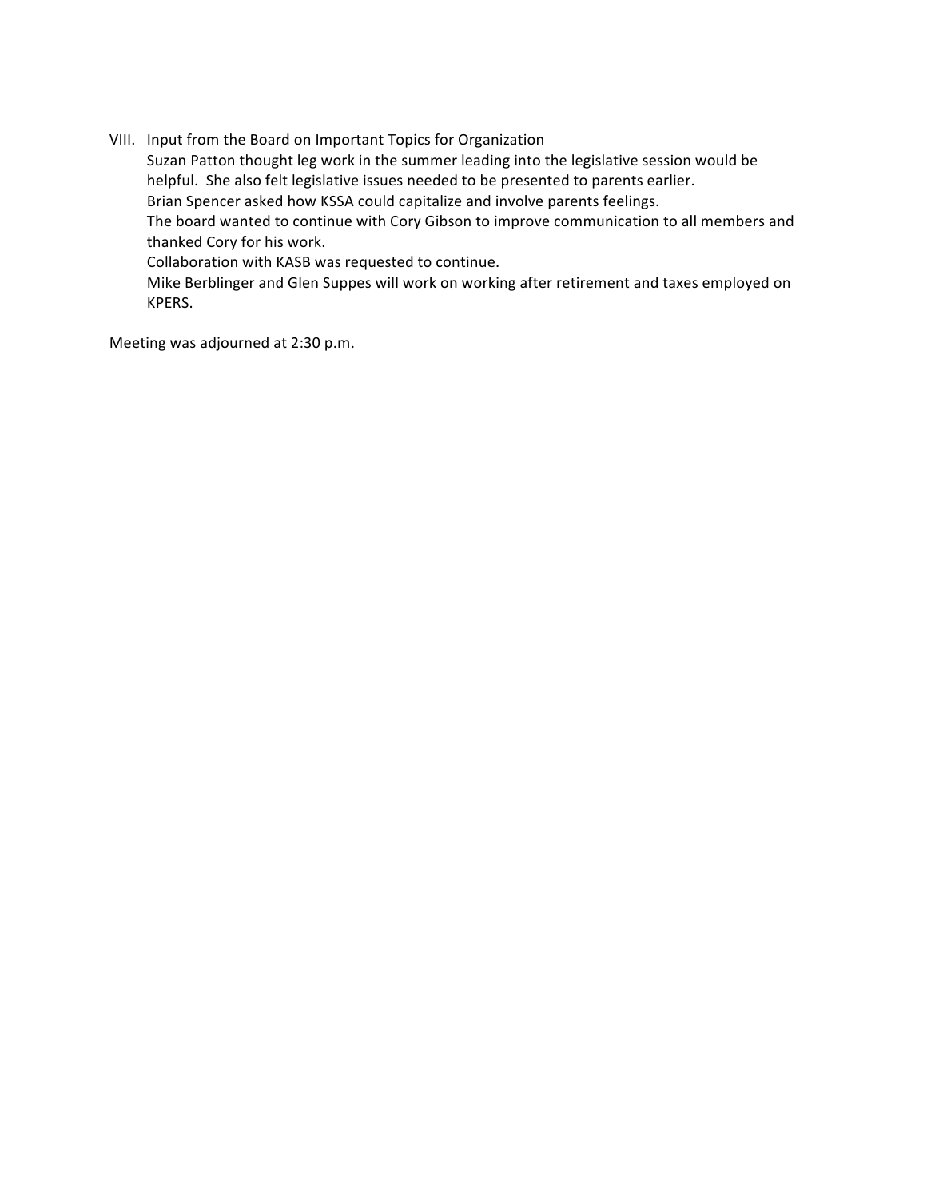VIII. Input from the Board on Important Topics for Organization

Suzan Patton thought leg work in the summer leading into the legislative session would be helpful. She also felt legislative issues needed to be presented to parents earlier.

Brian Spencer asked how KSSA could capitalize and involve parents feelings.

The board wanted to continue with Cory Gibson to improve communication to all members and thanked Cory for his work.

Collaboration with KASB was requested to continue.

Mike Berblinger and Glen Suppes will work on working after retirement and taxes employed on KPERS.

Meeting was adjourned at 2:30 p.m.